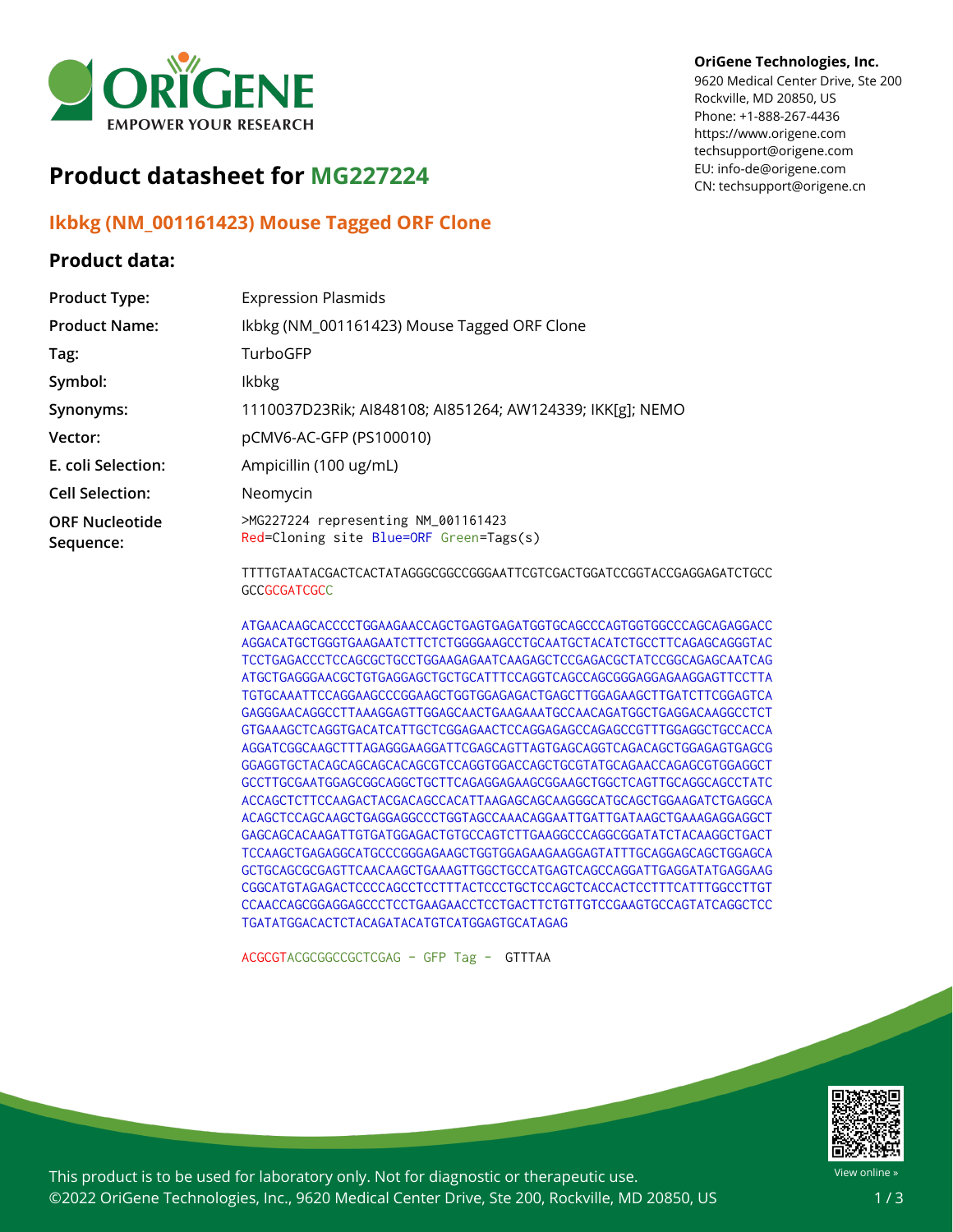# Product datasheet for MG227224

OriGene Technologies, Inc.
9620 Medical Center Drive, Ste 200
Rockville, MD 20850, US
Phone: +1-888-267-4436
https://www.origene.com
techsupport@origene.com
EU: info-de@origene.com
CN: techsupport@origene.cn

## Ikbkg (NM_001161423) Mouse Tagged ORF Clone

### Product data:

| | |
|---|---|
| **Product Type:** | Expression Plasmids |
| **Product Name:** | Ikbkg (NM_001161423) Mouse Tagged ORF Clone |
| **Tag:** | TurboGFP |
| **Symbol:** | Ikbkg |
| **Synonyms:** | 1110037D23Rik; AI848108; AI851264; AW124339; IKK[g]; NEMO |
| **Vector:** | pCMV6-AC-GFP (PS100010) |
| **E. coli Selection:** | Ampicillin (100 ug/mL) |
| **Cell Selection:** | Neomycin |
| **ORF Nucleotide Sequence:** | >MG227224 representing NM_001161423<br>Red=Cloning site Blue=ORF Green=Tags(s) |

```
TTTTGTAATACGACTCACTATAGGGCGGCCGGGAATTCGTCGACTGGATCCGGTACCGAGGAGATCTGCC
GCCGCGATCGCC

ATGAACAAGCACCCCTGGAAGAACCAGCTGAGTGAGATGGTGCAGCCCAGTGGTGGCCCAGCAGAGGACC
AGGACATGCTGGGTGAAGAATCTTCTCTGGGGAAGCCTGCAATGCTACATCTGCCTTCAGAGCAGGGTAC
TCCTGAGACCCTCCAGCGCTGCCTGGAAGAGAATCAAGAGCTCCGAGACGCTATCCGGCAGAGCAATCAG
ATGCTGAGGGAACGCTGTGAGGAGCTGCTGCATTTCCAGGTCAGCCAGCGGGAGGAGAAGGAGTTCCTTA
TGTGCAAATTCCAGGAAGCCCGGAAGCTGGTGGAGAGACTGAGCTTGGAGAAGCTTGATCTTCGGAGTCA
GAGGGAACAGGCCTTAAAGGAGTTGGAGCAACTGAAGAAATGCCAACAGATGGCTGAGGACAAGGCCTCT
GTGAAAGCTCAGGTGACATCATTGCTCGGAGAACTCCAGGAGAGCCAGAGCCGTTTGGAGGCTGCCACCA
AGGATCGGCAAGCTTTAGAGGGAAGGATTCGAGCAGTTAGTGAGCAGGTCAGACAGCTGGAGAGTGAGCG
GGAGGTGCTACAGCAGCAGCACAGCGTCCAGGTGGACCAGCTGCGTATGCAGAACCAGAGCGTGGAGGCT
GCCTTGCGAATGGAGCGGCAGGCTGCTTCAGAGGAGAAGCGGAAGCTGGCTCAGTTGCAGGCAGCCTATC
ACCAGCTCTTCCAAGACTACGACAGCCACATTAAGAGCAGCAAGGGCATGCAGCTGGAAGATCTGAGGCA
ACAGCTCCAGCAAGCTGAGGAGGCCCTGGTAGCCAAACAGGAATTGATTGATAAGCTGAAAGAGGAGGCT
GAGCAGCACAAGATTGTGATGGAGACTGTGCCAGTCTTGAAGGCCCAGGCGGATATCTACAAGGCTGACT
TCCAAGCTGAGAGGCATGCCCGGGAGAAGCTGGTGGAGAAGAAGGAGTATTTGCAGGAGCAGCTGGAGCA
GCTGCAGCGCGAGTTCAACAAGCTGAAAGTTGGCTGCCATGAGTCAGCCAGGATTGAGGATATGAGGAAG
CGGCATGTAGAGACTCCCCAGCCTCCTTTACTCCCTGCTCCAGCTCACCACTCCTTTCATTTGGCCTTGT
CCAACCAGCGGAGGAGCCCTCCTGAAGAACCTCCTGACTTCTGTTGTCCGAAGTGCCAGTATCAGGCTCC
TGATATGGACACTCTACAGATACATGTCATGGAGTGCATAGAG

ACGCGTACGCGGCCGCTCGAG - GFP Tag - GTTTAA
```

This product is to be used for laboratory only. Not for diagnostic or therapeutic use.
©2022 OriGene Technologies, Inc., 9620 Medical Center Drive, Ste 200, Rockville, MD 20850, US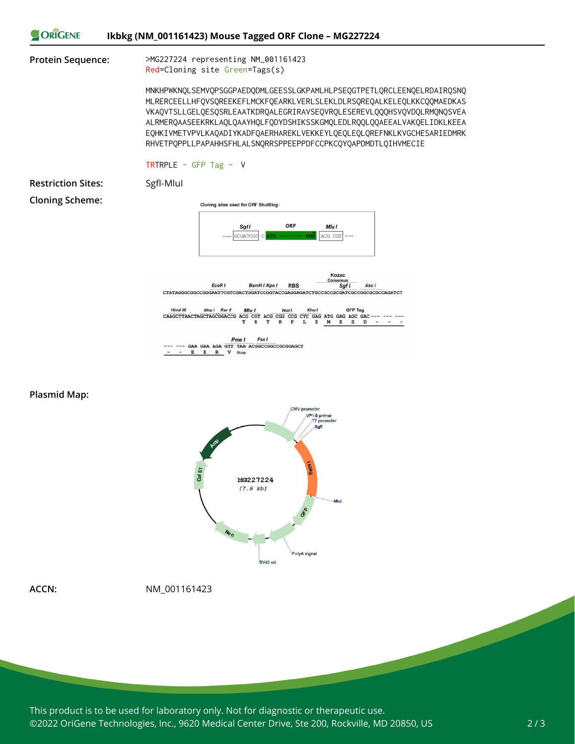**Protein Sequence:**

```
>MG227224 representing NM_001161423
Red=Cloning site Green=Tags(s)

MNKHPWKNQLSEMVQPSGGPAEDQDMLGEESSLGKPAMLHLPSEQGTPETLQRCLEENQELRDAIRQSNQ
MLRERCEELLHFQVSQREEKEFLMCKFQEARKLVERLSLEKLDLRSQREQALKELEQLKKCQQMAEDKAS
VKAQVTSLLGELQESQSRLEAATKDRQALEGRIRAVSEQVRQLESEREVLQQQHSVQVDQLRMQNQSVEA
ALRMERQAASEEKRKLAQLQAAYHQLFQDYDSHIKSSKGMQLEDLRQQLQQAEEALVAKQELIDKLKEEA
EQHKIVMETVPVLKAQADIYKADFQAERHAREKLVEKKEYLQEQLEQLQREFNKLKVGCHESARIEDMRK
RHVETPQPPLLPAPAHHSFHLALSNQRRSPPEEPPDFCCPKCQYQAPDMDTLQIHVMECIE

TRTRPLE - GFP Tag - V
```

**Restriction Sites:** SgfI-MluI

**Cloning Scheme:**

**Plasmid Map:**

**ACCN:** NM_001161423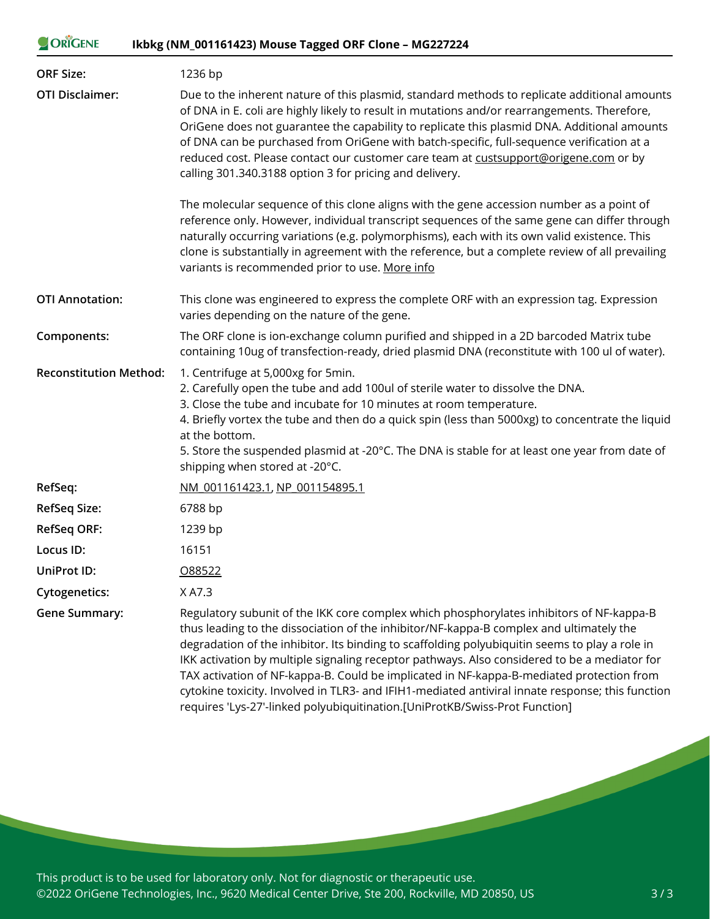| | |
|---|---|
| **ORF Size:** | 1236 bp |
| **OTI Disclaimer:** | Due to the inherent nature of this plasmid, standard methods to replicate additional amounts of DNA in E. coli are highly likely to result in mutations and/or rearrangements. Therefore, OriGene does not guarantee the capability to replicate this plasmid DNA. Additional amounts of DNA can be purchased from OriGene with batch-specific, full-sequence verification at a reduced cost. Please contact our customer care team at custsupport@origene.com or by calling 301.340.3188 option 3 for pricing and delivery.<br><br>The molecular sequence of this clone aligns with the gene accession number as a point of reference only. However, individual transcript sequences of the same gene can differ through naturally occurring variations (e.g. polymorphisms), each with its own valid existence. This clone is substantially in agreement with the reference, but a complete review of all prevailing variants is recommended prior to use. More info |
| **OTI Annotation:** | This clone was engineered to express the complete ORF with an expression tag. Expression varies depending on the nature of the gene. |
| **Components:** | The ORF clone is ion-exchange column purified and shipped in a 2D barcoded Matrix tube containing 10ug of transfection-ready, dried plasmid DNA (reconstitute with 100 ul of water). |
| **Reconstitution Method:** | 1. Centrifuge at 5,000xg for 5min.<br>2. Carefully open the tube and add 100ul of sterile water to dissolve the DNA.<br>3. Close the tube and incubate for 10 minutes at room temperature.<br>4. Briefly vortex the tube and then do a quick spin (less than 5000xg) to concentrate the liquid at the bottom.<br>5. Store the suspended plasmid at -20°C. The DNA is stable for at least one year from date of shipping when stored at -20°C. |
| **RefSeq:** | NM_001161423.1, NP_001154895.1 |
| **RefSeq Size:** | 6788 bp |
| **RefSeq ORF:** | 1239 bp |
| **Locus ID:** | 16151 |
| **UniProt ID:** | O88522 |
| **Cytogenetics:** | X A7.3 |
| **Gene Summary:** | Regulatory subunit of the IKK core complex which phosphorylates inhibitors of NF-kappa-B thus leading to the dissociation of the inhibitor/NF-kappa-B complex and ultimately the degradation of the inhibitor. Its binding to scaffolding polyubiquitin seems to play a role in IKK activation by multiple signaling receptor pathways. Also considered to be a mediator for TAX activation of NF-kappa-B. Could be implicated in NF-kappa-B-mediated protection from cytokine toxicity. Involved in TLR3- and IFIH1-mediated antiviral innate response; this function requires 'Lys-27'-linked polyubiquitination.[UniProtKB/Swiss-Prot Function] |